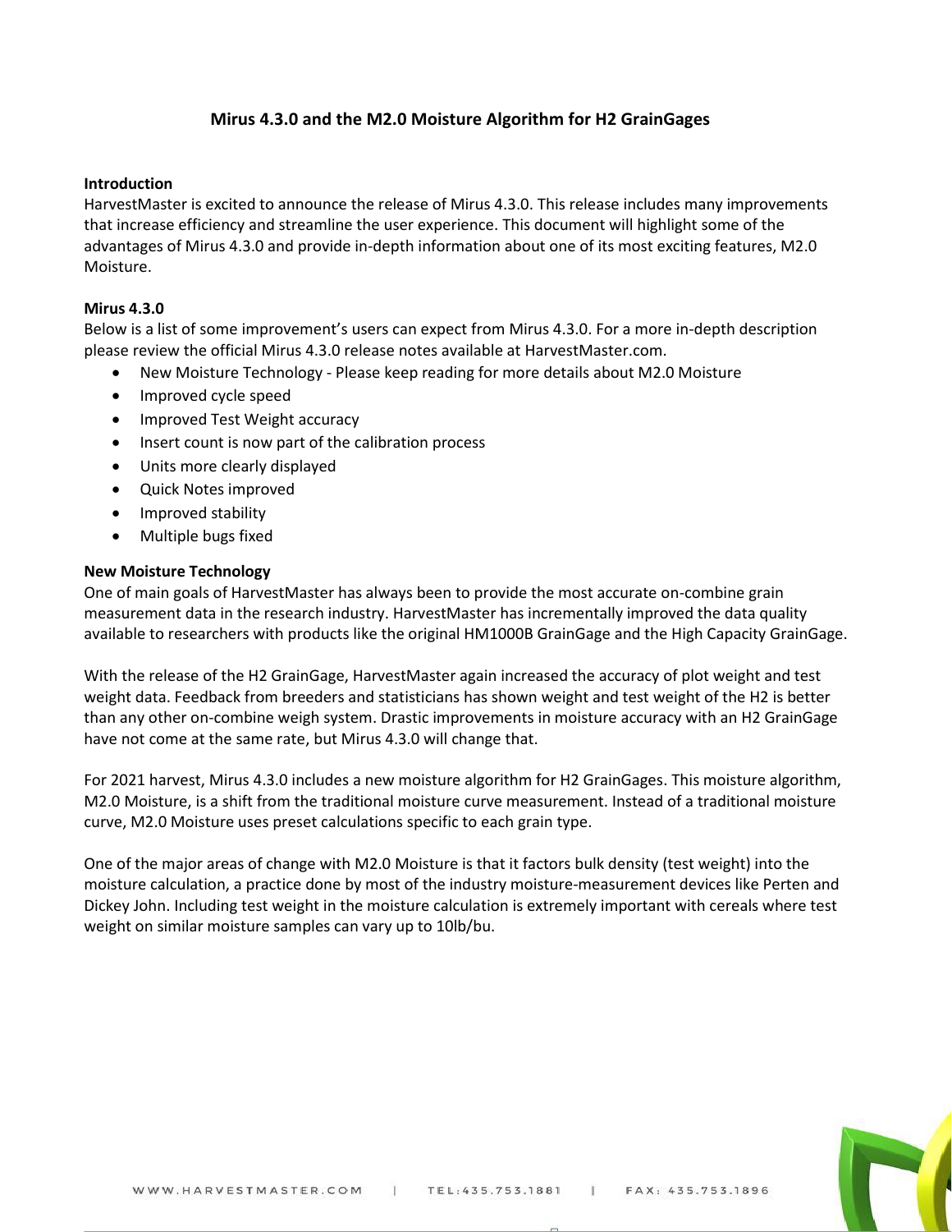# Mirus 4.3.0 and the M2.0 Moisture Algorithm for H2 GrainGages

**Introduction**

HarvestMaster is excited to announce the release of Mirus 4.3.0. This release includes many improvements that increase efficiency and streamline the user experience. This document will highlight some of the advantages of Mirus 4.3.0 and provide in-depth information about one of its most exciting features, M2.0 Moisture.

**Mirus 4.3.0**

Below is a list of some improvement's users can expect from Mirus 4.3.0. For a more in-depth description please review the official Mirus 4.3.0 release notes available at HarvestMaster.com.

- New Moisture Technology - Please keep reading for more details about M2.0 Moisture
- Improved cycle speed
- Improved Test Weight accuracy
- Insert count is now part of the calibration process
- Units more clearly displayed
- Quick Notes improved
- Improved stability
- Multiple bugs fixed

**New Moisture Technology**

One of main goals of HarvestMaster has always been to provide the most accurate on-combine grain measurement data in the research industry. HarvestMaster has incrementally improved the data quality available to researchers with products like the original HM1000B GrainGage and the High Capacity GrainGage.

With the release of the H2 GrainGage, HarvestMaster again increased the accuracy of plot weight and test weight data. Feedback from breeders and statisticians has shown weight and test weight of the H2 is better than any other on-combine weigh system. Drastic improvements in moisture accuracy with an H2 GrainGage have not come at the same rate, but Mirus 4.3.0 will change that.

For 2021 harvest, Mirus 4.3.0 includes a new moisture algorithm for H2 GrainGages. This moisture algorithm, M2.0 Moisture, is a shift from the traditional moisture curve measurement. Instead of a traditional moisture curve, M2.0 Moisture uses preset calculations specific to each grain type.

One of the major areas of change with M2.0 Moisture is that it factors bulk density (test weight) into the moisture calculation, a practice done by most of the industry moisture-measurement devices like Perten and Dickey John. Including test weight in the moisture calculation is extremely important with cereals where test weight on similar moisture samples can vary up to 10lb/bu.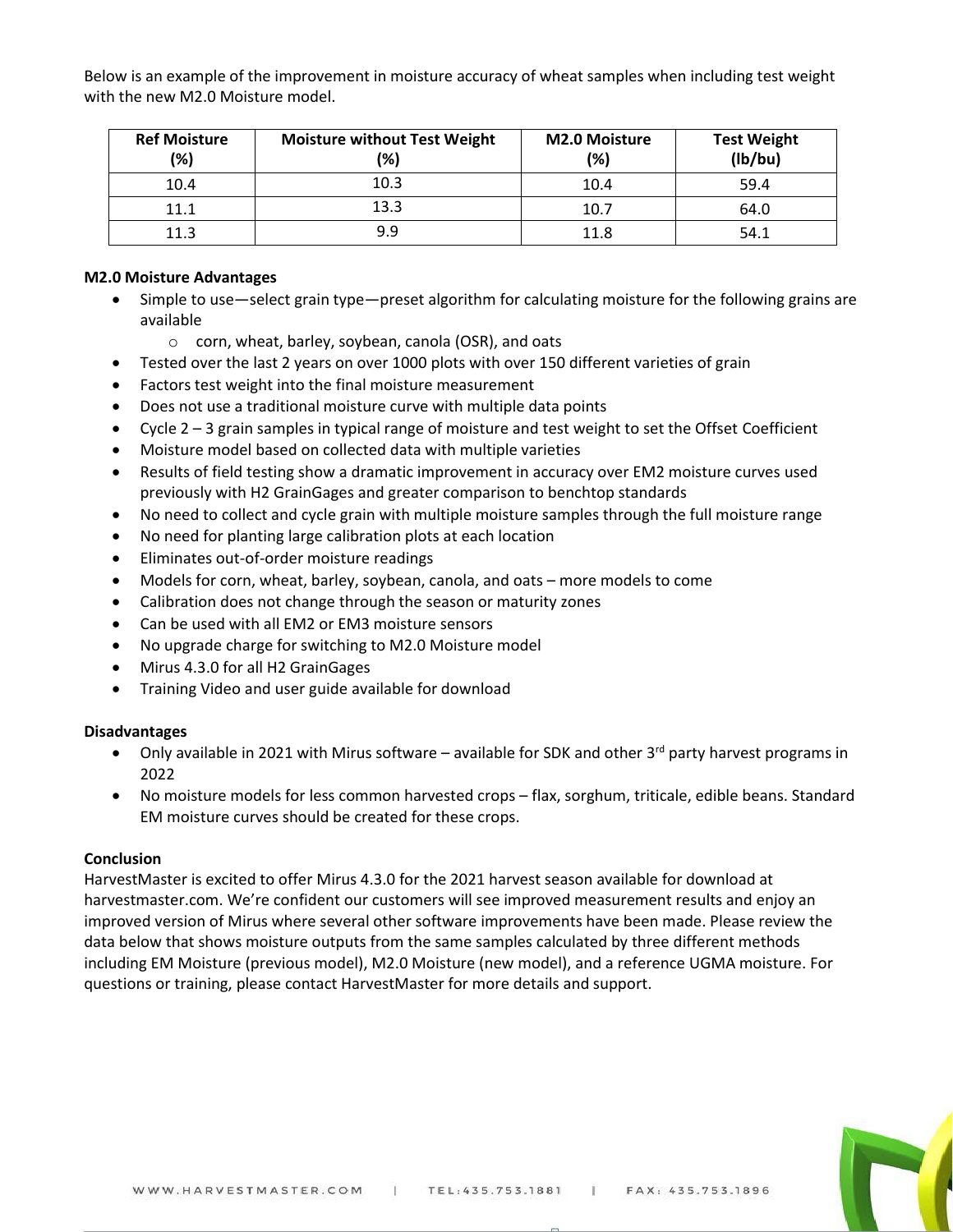Below is an example of the improvement in moisture accuracy of wheat samples when including test weight with the new M2.0 Moisture model.

| Ref Moisture (%) | Moisture without Test Weight (%) | M2.0 Moisture (%) | Test Weight (lb/bu) |
|---|---|---|---|
| 10.4 | 10.3 | 10.4 | 59.4 |
| 11.1 | 13.3 | 10.7 | 64.0 |
| 11.3 | 9.9 | 11.8 | 54.1 |

**M2.0 Moisture Advantages**

- Simple to use—select grain type—preset algorithm for calculating moisture for the following grains are available
  - corn, wheat, barley, soybean, canola (OSR), and oats
- Tested over the last 2 years on over 1000 plots with over 150 different varieties of grain
- Factors test weight into the final moisture measurement
- Does not use a traditional moisture curve with multiple data points
- Cycle 2 – 3 grain samples in typical range of moisture and test weight to set the Offset Coefficient
- Moisture model based on collected data with multiple varieties
- Results of field testing show a dramatic improvement in accuracy over EM2 moisture curves used previously with H2 GrainGages and greater comparison to benchtop standards
- No need to collect and cycle grain with multiple moisture samples through the full moisture range
- No need for planting large calibration plots at each location
- Eliminates out-of-order moisture readings
- Models for corn, wheat, barley, soybean, canola, and oats – more models to come
- Calibration does not change through the season or maturity zones
- Can be used with all EM2 or EM3 moisture sensors
- No upgrade charge for switching to M2.0 Moisture model
- Mirus 4.3.0 for all H2 GrainGages
- Training Video and user guide available for download

**Disadvantages**

- Only available in 2021 with Mirus software – available for SDK and other 3rd party harvest programs in 2022
- No moisture models for less common harvested crops – flax, sorghum, triticale, edible beans. Standard EM moisture curves should be created for these crops.

**Conclusion**

HarvestMaster is excited to offer Mirus 4.3.0 for the 2021 harvest season available for download at harvestmaster.com. We're confident our customers will see improved measurement results and enjoy an improved version of Mirus where several other software improvements have been made. Please review the data below that shows moisture outputs from the same samples calculated by three different methods including EM Moisture (previous model), M2.0 Moisture (new model), and a reference UGMA moisture. For questions or training, please contact HarvestMaster for more details and support.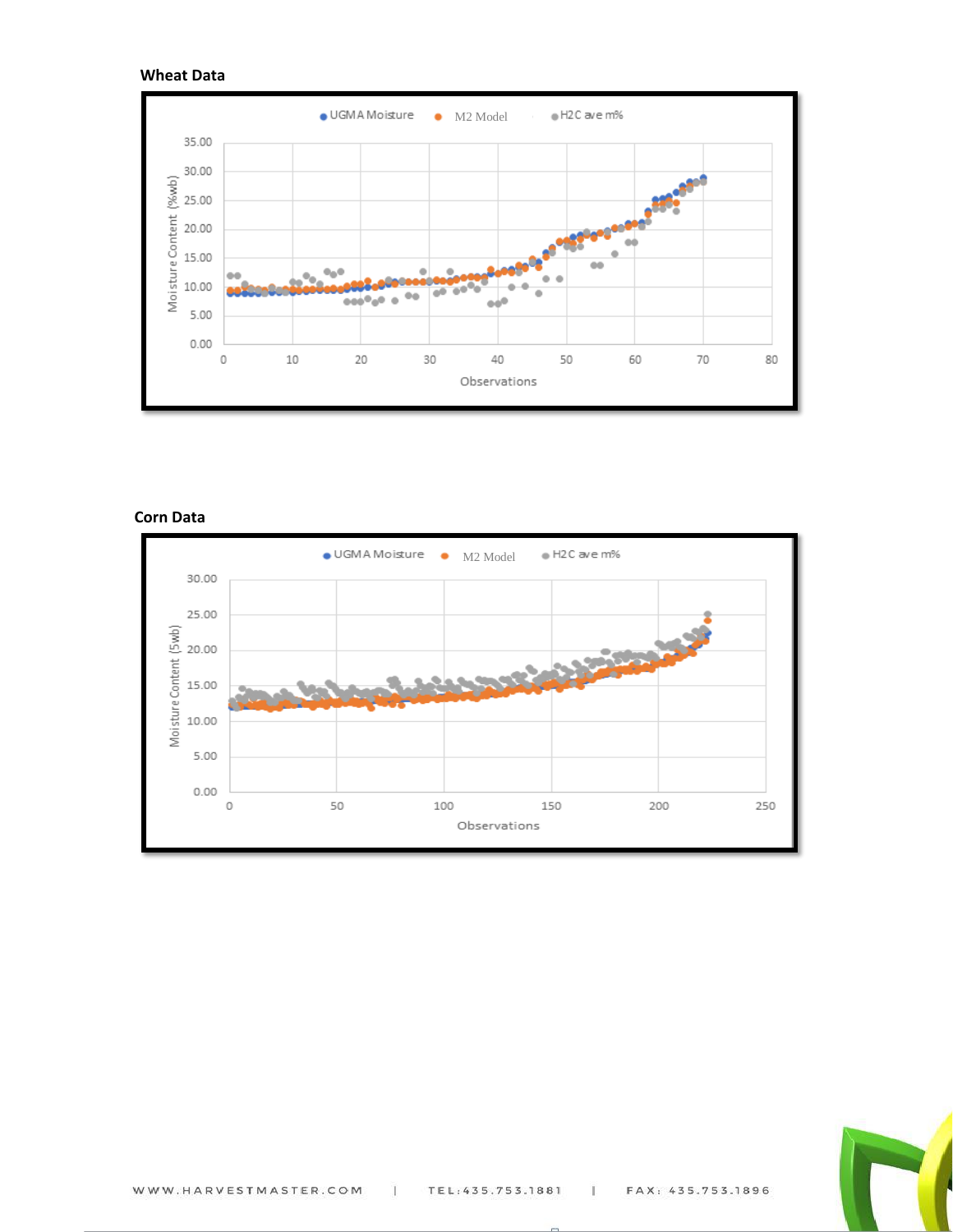**Wheat Data**

UGMA Moisture
M2 Model
H2C ave m%

35.00
30.00
25.00
20.00
15.00
10.00
5.00
0.00

Moisture Content (%wb)

0
10
20
30
40
50
60
70
80

Observations

**Corn Data**

UGMA Moisture
M2 Model
H2C ave m%

30.00
25.00
20.00
15.00
10.00
5.00
0.00

Moisture Content (5wb)

0
50
100
150
200
250

Observations

WWW.HARVESTMASTER.COM | TEL:435.753.1881 | FAX: 435.753.1896